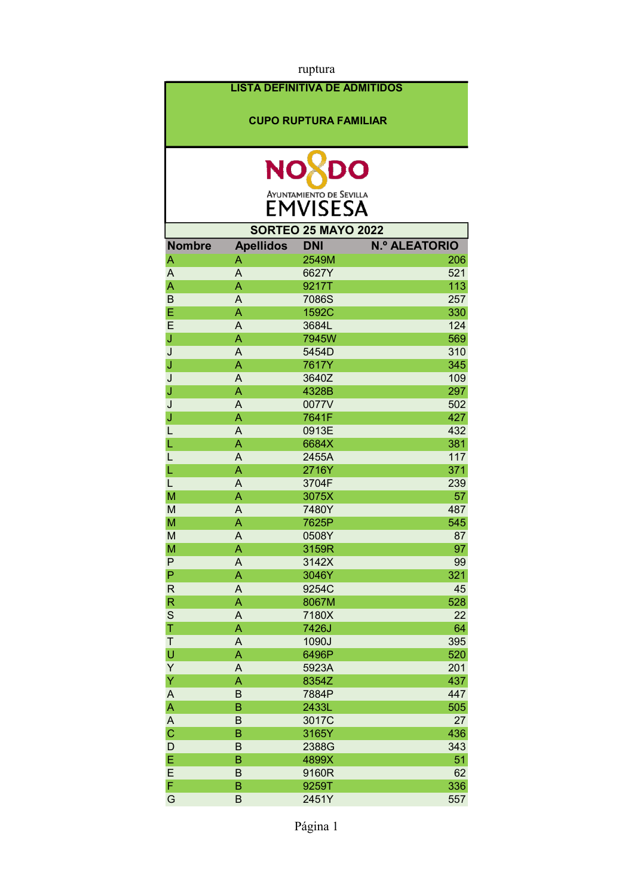ruptura

**LISTA DEFINITIVA DE ADMITIDOS**

**CUPO RUPTURA FAMILIAR**

NO8DO

AYUNTAMIENTO DE SEVILLA

EMVISESA

**SORTEO 25 MAYO 2022**

| Nombre | Apellidos | DNI | N.º ALEATORIO |
|---|---|---|---|
| A | A | 2549M | 206 |
| A | A | 6627Y | 521 |
| A | A | 9217T | 113 |
| B | A | 7086S | 257 |
| E | A | 1592C | 330 |
| E | A | 3684L | 124 |
| J | A | 7945W | 569 |
| J | A | 5454D | 310 |
| J | A | 7617Y | 345 |
| J | A | 3640Z | 109 |
| J | A | 4328B | 297 |
| J | A | 0077V | 502 |
| J | A | 7641F | 427 |
| L | A | 0913E | 432 |
| L | A | 6684X | 381 |
| L | A | 2455A | 117 |
| L | A | 2716Y | 371 |
| L | A | 3704F | 239 |
| M | A | 3075X | 57 |
| M | A | 7480Y | 487 |
| M | A | 7625P | 545 |
| M | A | 0508Y | 87 |
| M | A | 3159R | 97 |
| P | A | 3142X | 99 |
| P | A | 3046Y | 321 |
| R | A | 9254C | 45 |
| R | A | 8067M | 528 |
| S | A | 7180X | 22 |
| T | A | 7426J | 64 |
| T | A | 1090J | 395 |
| U | A | 6496P | 520 |
| Y | A | 5923A | 201 |
| Y | A | 8354Z | 437 |
| A | B | 7884P | 447 |
| A | B | 2433L | 505 |
| A | B | 3017C | 27 |
| C | B | 3165Y | 436 |
| D | B | 2388G | 343 |
| E | B | 4899X | 51 |
| E | B | 9160R | 62 |
| F | B | 9259T | 336 |
| G | B | 2451Y | 557 |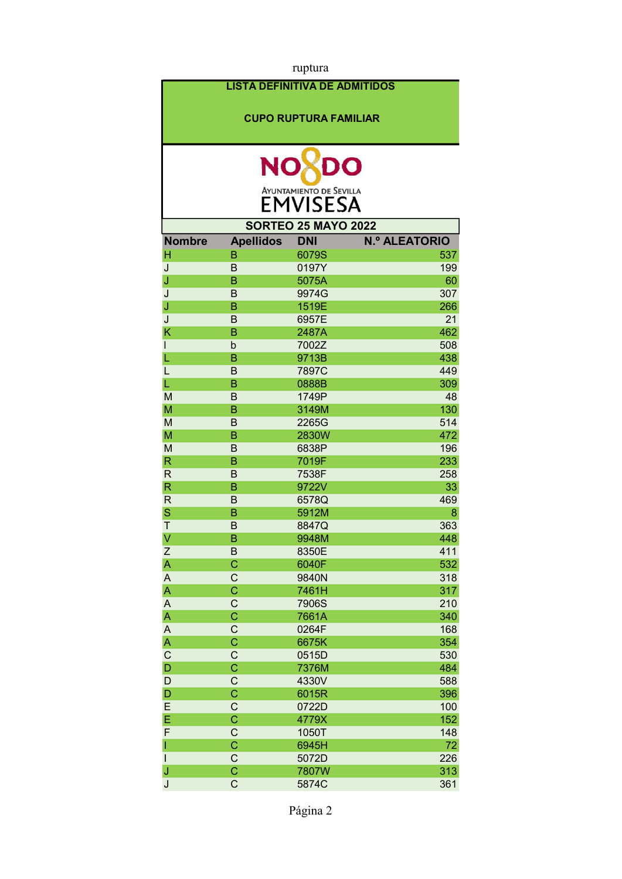ruptura

**LISTA DEFINITIVA DE ADMITIDOS**

**CUPO RUPTURA FAMILIAR**

NO8DO
AYUNTAMIENTO DE SEVILLA
EMVISESA

**SORTEO 25 MAYO 2022**

| Nombre | Apellidos | DNI | N.º ALEATORIO |
|---|---|---|---|
| H | B | 6079S | 537 |
| J | B | 0197Y | 199 |
| J | B | 5075A | 60 |
| J | B | 9974G | 307 |
| J | B | 1519E | 266 |
| J | B | 6957E | 21 |
| K | B | 2487A | 462 |
| l | b | 7002Z | 508 |
| L | B | 9713B | 438 |
| L | B | 7897C | 449 |
| L | B | 0888B | 309 |
| M | B | 1749P | 48 |
| M | B | 3149M | 130 |
| M | B | 2265G | 514 |
| M | B | 2830W | 472 |
| M | B | 6838P | 196 |
| R | B | 7019F | 233 |
| R | B | 7538F | 258 |
| R | B | 9722V | 33 |
| R | B | 6578Q | 469 |
| S | B | 5912M | 8 |
| T | B | 8847Q | 363 |
| V | B | 9948M | 448 |
| Z | B | 8350E | 411 |
| A | C | 6040F | 532 |
| A | C | 9840N | 318 |
| A | C | 7461H | 317 |
| A | C | 7906S | 210 |
| A | C | 7661A | 340 |
| A | C | 0264F | 168 |
| A | C | 6675K | 354 |
| C | C | 0515D | 530 |
| D | C | 7376M | 484 |
| D | C | 4330V | 588 |
| D | C | 6015R | 396 |
| E | C | 0722D | 100 |
| E | C | 4779X | 152 |
| F | C | 1050T | 148 |
| I | C | 6945H | 72 |
| I | C | 5072D | 226 |
| J | C | 7807W | 313 |
| J | C | 5874C | 361 |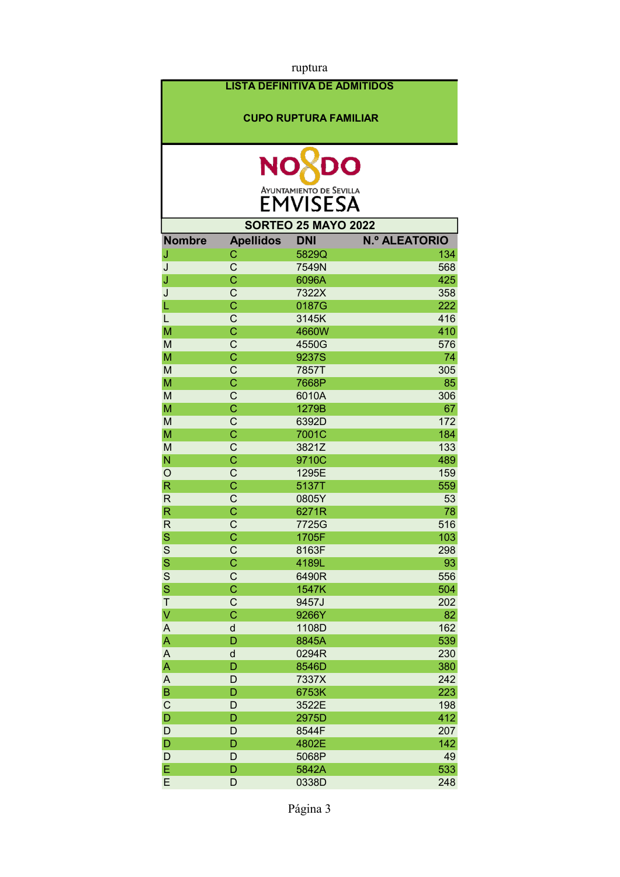ruptura

**LISTA DEFINITIVA DE ADMITIDOS**

**CUPO RUPTURA FAMILIAR**

NO8DO

AYUNTAMIENTO DE SEVILLA

EMVISESA

**SORTEO 25 MAYO 2022**

| Nombre | Apellidos | DNI | N.º ALEATORIO |
|---|---|---|---|
| J | C | 5829Q | 134 |
| J | C | 7549N | 568 |
| J | C | 6096A | 425 |
| J | C | 7322X | 358 |
| L | C | 0187G | 222 |
| L | C | 3145K | 416 |
| M | C | 4660W | 410 |
| M | C | 4550G | 576 |
| M | C | 9237S | 74 |
| M | C | 7857T | 305 |
| M | C | 7668P | 85 |
| M | C | 6010A | 306 |
| M | C | 1279B | 67 |
| M | C | 6392D | 172 |
| M | C | 7001C | 184 |
| M | C | 3821Z | 133 |
| N | C | 9710C | 489 |
| O | C | 1295E | 159 |
| R | C | 5137T | 559 |
| R | C | 0805Y | 53 |
| R | C | 6271R | 78 |
| R | C | 7725G | 516 |
| S | C | 1705F | 103 |
| S | C | 8163F | 298 |
| S | C | 4189L | 93 |
| S | C | 6490R | 556 |
| S | C | 1547K | 504 |
| T | C | 9457J | 202 |
| V | C | 9266Y | 82 |
| A | d | 1108D | 162 |
| A | D | 8845A | 539 |
| A | d | 0294R | 230 |
| A | D | 8546D | 380 |
| A | D | 7337X | 242 |
| B | D | 6753K | 223 |
| C | D | 3522E | 198 |
| D | D | 2975D | 412 |
| D | D | 8544F | 207 |
| D | D | 4802E | 142 |
| D | D | 5068P | 49 |
| E | D | 5842A | 533 |
| E | D | 0338D | 248 |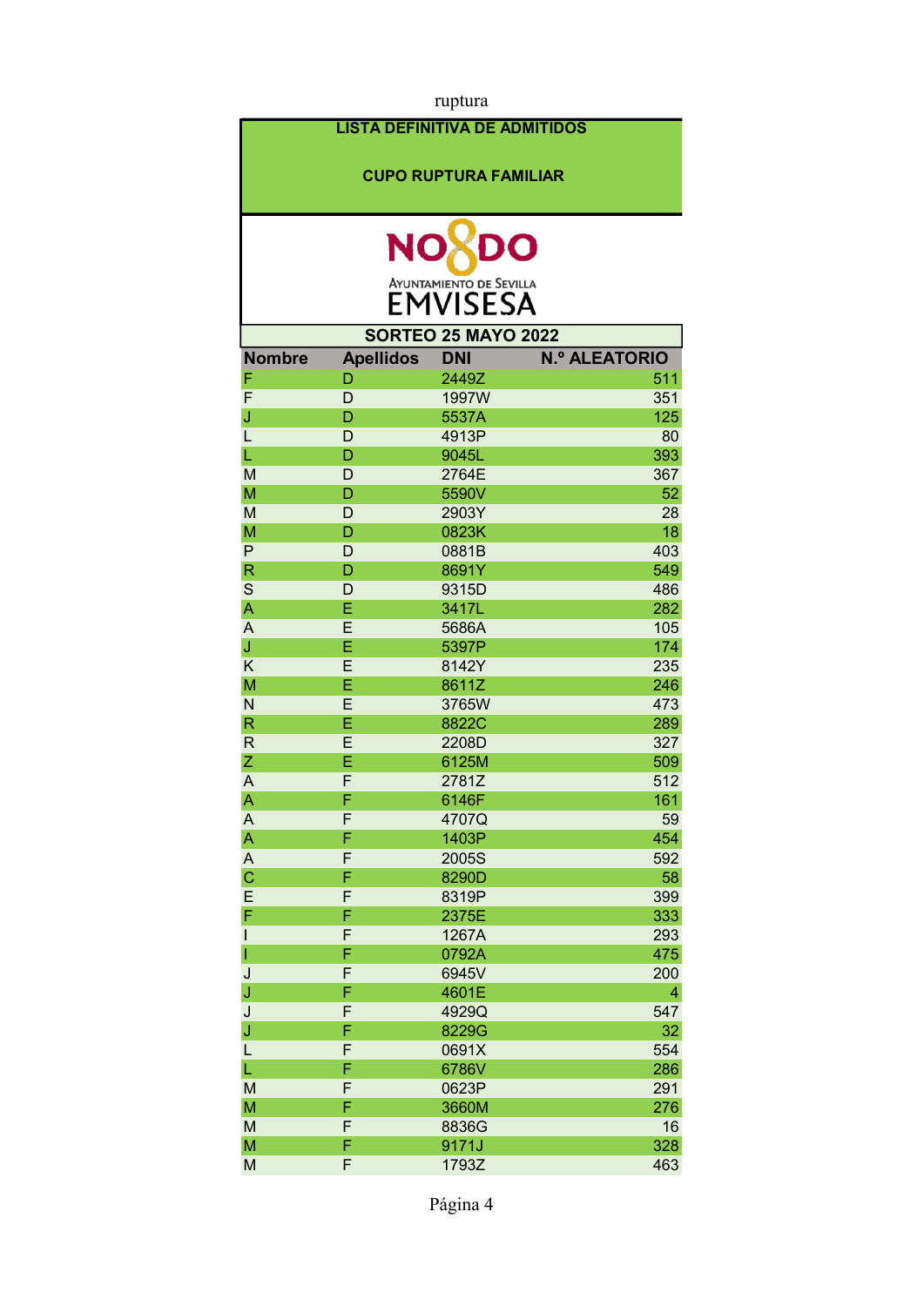ruptura

**LISTA DEFINITIVA DE ADMITIDOS**

**CUPO RUPTURA FAMILIAR**

NO8DO

AYUNTAMIENTO DE SEVILLA

EMVISESA

**SORTEO 25 MAYO 2022**

| Nombre | Apellidos | DNI | N.º ALEATORIO |
|---|---|---|---|
| F | D | 2449Z | 511 |
| F | D | 1997W | 351 |
| J | D | 5537A | 125 |
| L | D | 4913P | 80 |
| L | D | 9045L | 393 |
| M | D | 2764E | 367 |
| M | D | 5590V | 52 |
| M | D | 2903Y | 28 |
| M | D | 0823K | 18 |
| P | D | 0881B | 403 |
| R | D | 8691Y | 549 |
| S | D | 9315D | 486 |
| A | E | 3417L | 282 |
| A | E | 5686A | 105 |
| J | E | 5397P | 174 |
| K | E | 8142Y | 235 |
| M | E | 8611Z | 246 |
| N | E | 3765W | 473 |
| R | E | 8822C | 289 |
| R | E | 2208D | 327 |
| Z | E | 6125M | 509 |
| A | F | 2781Z | 512 |
| A | F | 6146F | 161 |
| A | F | 4707Q | 59 |
| A | F | 1403P | 454 |
| A | F | 2005S | 592 |
| C | F | 8290D | 58 |
| E | F | 8319P | 399 |
| F | F | 2375E | 333 |
| I | F | 1267A | 293 |
| I | F | 0792A | 475 |
| J | F | 6945V | 200 |
| J | F | 4601E | 4 |
| J | F | 4929Q | 547 |
| J | F | 8229G | 32 |
| L | F | 0691X | 554 |
| L | F | 6786V | 286 |
| M | F | 0623P | 291 |
| M | F | 3660M | 276 |
| M | F | 8836G | 16 |
| M | F | 9171J | 328 |
| M | F | 1793Z | 463 |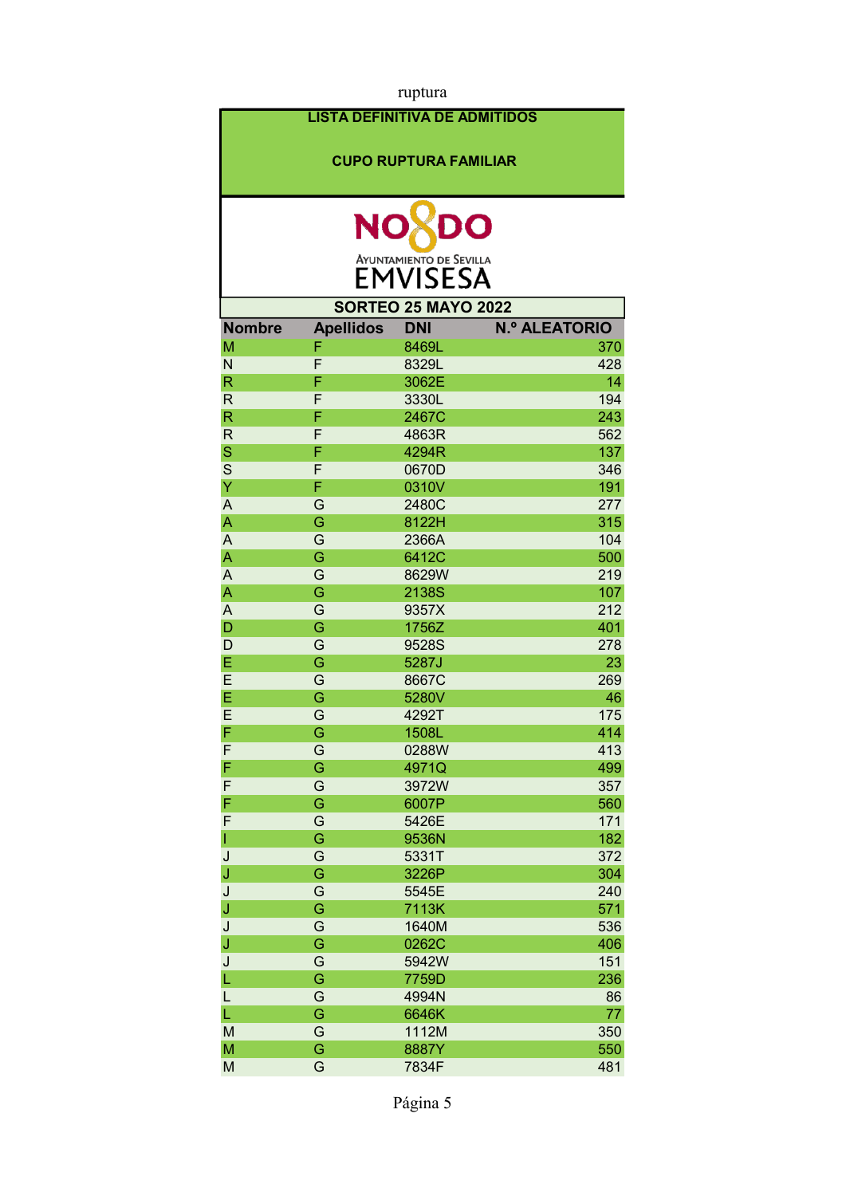ruptura

**LISTA DEFINITIVA DE ADMITIDOS**

**CUPO RUPTURA FAMILIAR**

NO8DO

Ayuntamiento de Sevilla

EMVISESA

**SORTEO 25 MAYO 2022**

| Nombre | Apellidos | DNI | N.º ALEATORIO |
|---|---|---|---|
| M | F | 8469L | 370 |
| N | F | 8329L | 428 |
| R | F | 3062E | 14 |
| R | F | 3330L | 194 |
| R | F | 2467C | 243 |
| R | F | 4863R | 562 |
| S | F | 4294R | 137 |
| S | F | 0670D | 346 |
| Y | F | 0310V | 191 |
| A | G | 2480C | 277 |
| A | G | 8122H | 315 |
| A | G | 2366A | 104 |
| A | G | 6412C | 500 |
| A | G | 8629W | 219 |
| A | G | 2138S | 107 |
| A | G | 9357X | 212 |
| D | G | 1756Z | 401 |
| D | G | 9528S | 278 |
| E | G | 5287J | 23 |
| E | G | 8667C | 269 |
| E | G | 5280V | 46 |
| E | G | 4292T | 175 |
| F | G | 1508L | 414 |
| F | G | 0288W | 413 |
| F | G | 4971Q | 499 |
| F | G | 3972W | 357 |
| F | G | 6007P | 560 |
| F | G | 5426E | 171 |
| I | G | 9536N | 182 |
| J | G | 5331T | 372 |
| J | G | 3226P | 304 |
| J | G | 5545E | 240 |
| J | G | 7113K | 571 |
| J | G | 1640M | 536 |
| J | G | 0262C | 406 |
| J | G | 5942W | 151 |
| L | G | 7759D | 236 |
| L | G | 4994N | 86 |
| L | G | 6646K | 77 |
| M | G | 1112M | 350 |
| M | G | 8887Y | 550 |
| M | G | 7834F | 481 |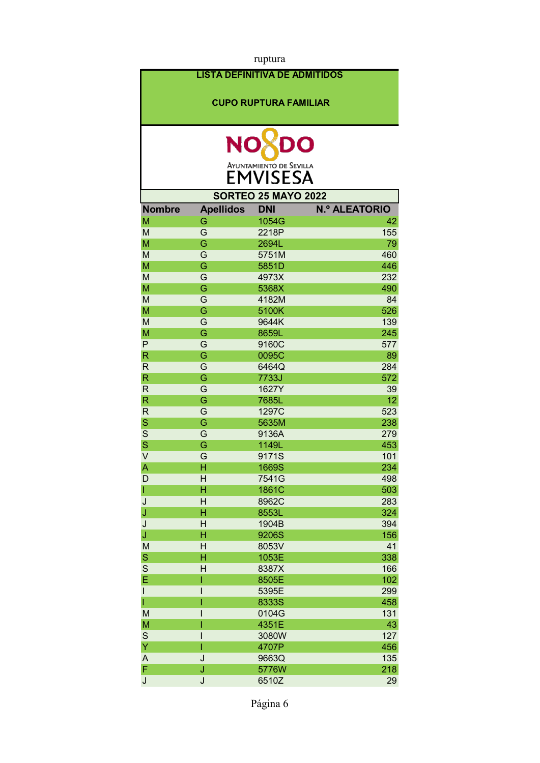ruptura

**LISTA DEFINITIVA DE ADMITIDOS**

**CUPO RUPTURA FAMILIAR**

NO8DO
AYUNTAMIENTO DE SEVILLA
EMVISESA

**SORTEO 25 MAYO 2022**

| Nombre | Apellidos | DNI | N.º ALEATORIO |
|---|---|---|---|
| M | G | 1054G | 42 |
| M | G | 2218P | 155 |
| M | G | 2694L | 79 |
| M | G | 5751M | 460 |
| M | G | 5851D | 446 |
| M | G | 4973X | 232 |
| M | G | 5368X | 490 |
| M | G | 4182M | 84 |
| M | G | 5100K | 526 |
| M | G | 9644K | 139 |
| M | G | 8659L | 245 |
| P | G | 9160C | 577 |
| R | G | 0095C | 89 |
| R | G | 6464Q | 284 |
| R | G | 7733J | 572 |
| R | G | 1627Y | 39 |
| R | G | 7685L | 12 |
| R | G | 1297C | 523 |
| S | G | 5635M | 238 |
| S | G | 9136A | 279 |
| S | G | 1149L | 453 |
| V | G | 9171S | 101 |
| A | H | 1669S | 234 |
| D | H | 7541G | 498 |
| I | H | 1861C | 503 |
| J | H | 8962C | 283 |
| J | H | 8553L | 324 |
| J | H | 1904B | 394 |
| J | H | 9206S | 156 |
| M | H | 8053V | 41 |
| S | H | 1053E | 338 |
| S | H | 8387X | 166 |
| E | I | 8505E | 102 |
| I | I | 5395E | 299 |
| I | I | 8333S | 458 |
| M | I | 0104G | 131 |
| M | I | 4351E | 43 |
| S | I | 3080W | 127 |
| Y | I | 4707P | 456 |
| A | J | 9663Q | 135 |
| F | J | 5776W | 218 |
| J | J | 6510Z | 29 |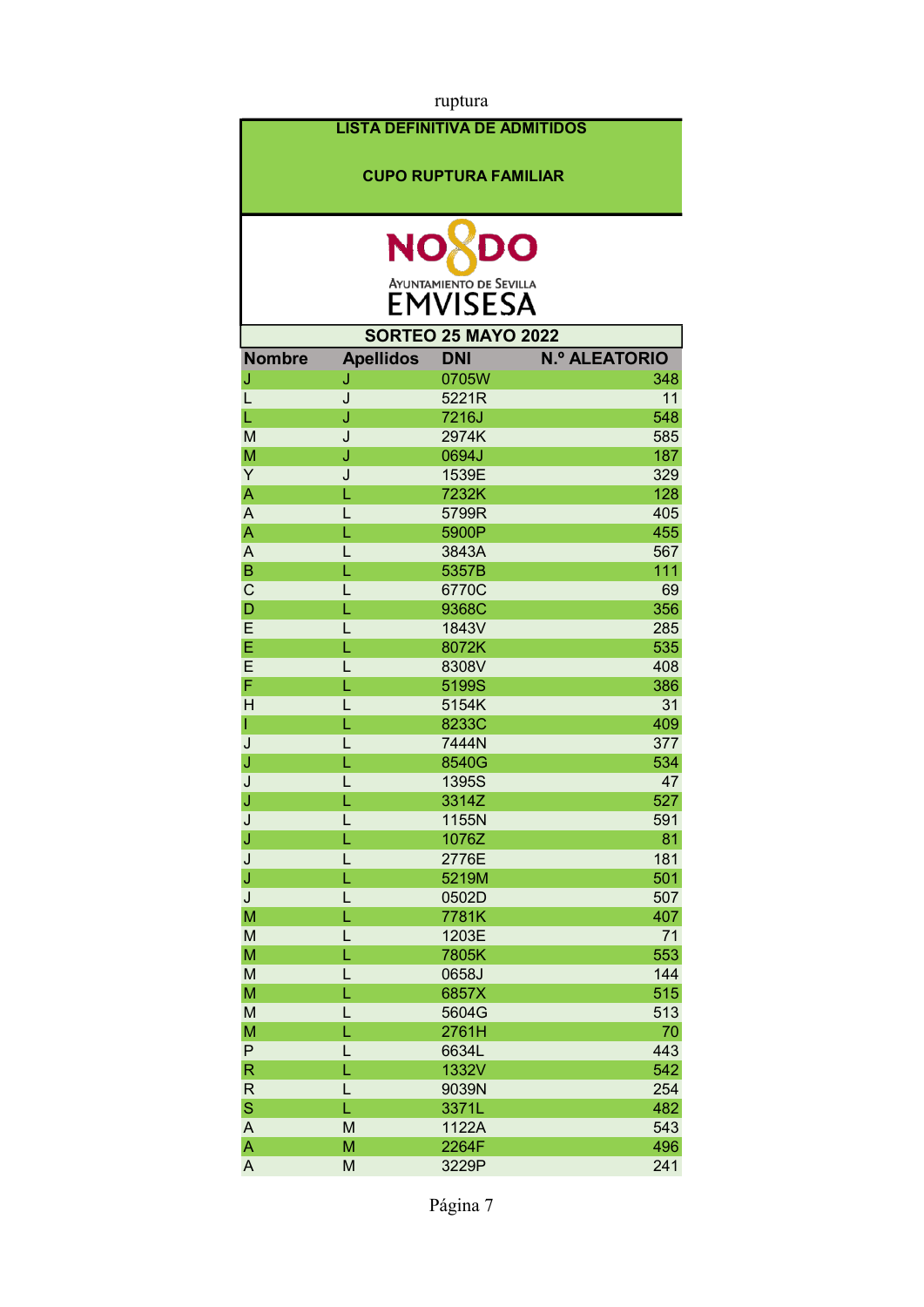ruptura

## LISTA DEFINITIVA DE ADMITIDOS

## CUPO RUPTURA FAMILIAR

NO8DO
AYUNTAMIENTO DE SEVILLA
EMVISESA

**SORTEO 25 MAYO 2022**

| Nombre | Apellidos | DNI | N.º ALEATORIO |
|---|---|---|---|
| J | J | 0705W | 348 |
| L | J | 5221R | 11 |
| L | J | 7216J | 548 |
| M | J | 2974K | 585 |
| M | J | 0694J | 187 |
| Y | J | 1539E | 329 |
| A | L | 7232K | 128 |
| A | L | 5799R | 405 |
| A | L | 5900P | 455 |
| A | L | 3843A | 567 |
| B | L | 5357B | 111 |
| C | L | 6770C | 69 |
| D | L | 9368C | 356 |
| E | L | 1843V | 285 |
| E | L | 8072K | 535 |
| E | L | 8308V | 408 |
| F | L | 5199S | 386 |
| H | L | 5154K | 31 |
| I | L | 8233C | 409 |
| J | L | 7444N | 377 |
| J | L | 8540G | 534 |
| J | L | 1395S | 47 |
| J | L | 3314Z | 527 |
| J | L | 1155N | 591 |
| J | L | 1076Z | 81 |
| J | L | 2776E | 181 |
| J | L | 5219M | 501 |
| J | L | 0502D | 507 |
| M | L | 7781K | 407 |
| M | L | 1203E | 71 |
| M | L | 7805K | 553 |
| M | L | 0658J | 144 |
| M | L | 6857X | 515 |
| M | L | 5604G | 513 |
| M | L | 2761H | 70 |
| P | L | 6634L | 443 |
| R | L | 1332V | 542 |
| R | L | 9039N | 254 |
| S | L | 3371L | 482 |
| A | M | 1122A | 543 |
| A | M | 2264F | 496 |
| A | M | 3229P | 241 |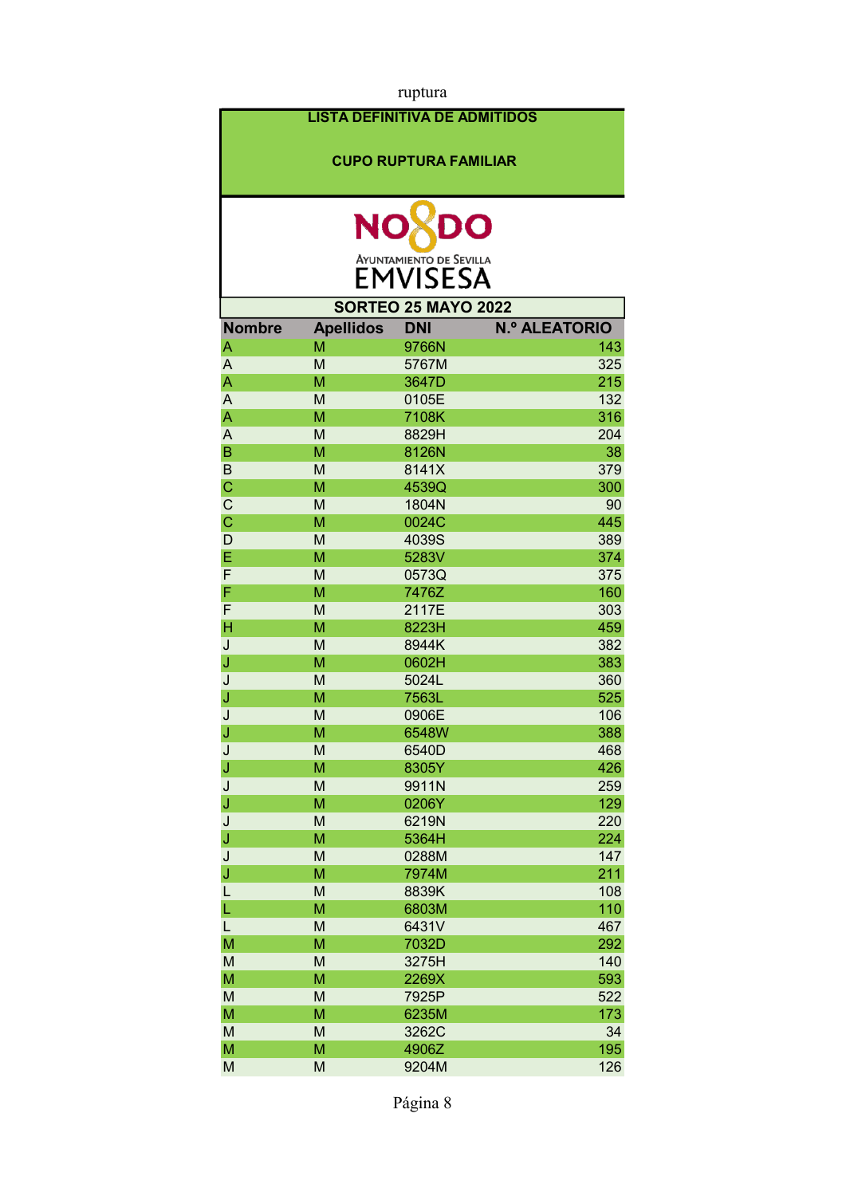ruptura

**LISTA DEFINITIVA DE ADMITIDOS**

**CUPO RUPTURA FAMILIAR**

NO8DO
AYUNTAMIENTO DE SEVILLA
EMVISESA

**SORTEO 25 MAYO 2022**

| Nombre | Apellidos | DNI | N.º ALEATORIO |
|---|---|---|---|
| A | M | 9766N | 143 |
| A | M | 5767M | 325 |
| A | M | 3647D | 215 |
| A | M | 0105E | 132 |
| A | M | 7108K | 316 |
| A | M | 8829H | 204 |
| B | M | 8126N | 38 |
| B | M | 8141X | 379 |
| C | M | 4539Q | 300 |
| C | M | 1804N | 90 |
| C | M | 0024C | 445 |
| D | M | 4039S | 389 |
| E | M | 5283V | 374 |
| F | M | 0573Q | 375 |
| F | M | 7476Z | 160 |
| F | M | 2117E | 303 |
| H | M | 8223H | 459 |
| J | M | 8944K | 382 |
| J | M | 0602H | 383 |
| J | M | 5024L | 360 |
| J | M | 7563L | 525 |
| J | M | 0906E | 106 |
| J | M | 6548W | 388 |
| J | M | 6540D | 468 |
| J | M | 8305Y | 426 |
| J | M | 9911N | 259 |
| J | M | 0206Y | 129 |
| J | M | 6219N | 220 |
| J | M | 5364H | 224 |
| J | M | 0288M | 147 |
| J | M | 7974M | 211 |
| L | M | 8839K | 108 |
| L | M | 6803M | 110 |
| L | M | 6431V | 467 |
| M | M | 7032D | 292 |
| M | M | 3275H | 140 |
| M | M | 2269X | 593 |
| M | M | 7925P | 522 |
| M | M | 6235M | 173 |
| M | M | 3262C | 34 |
| M | M | 4906Z | 195 |
| M | M | 9204M | 126 |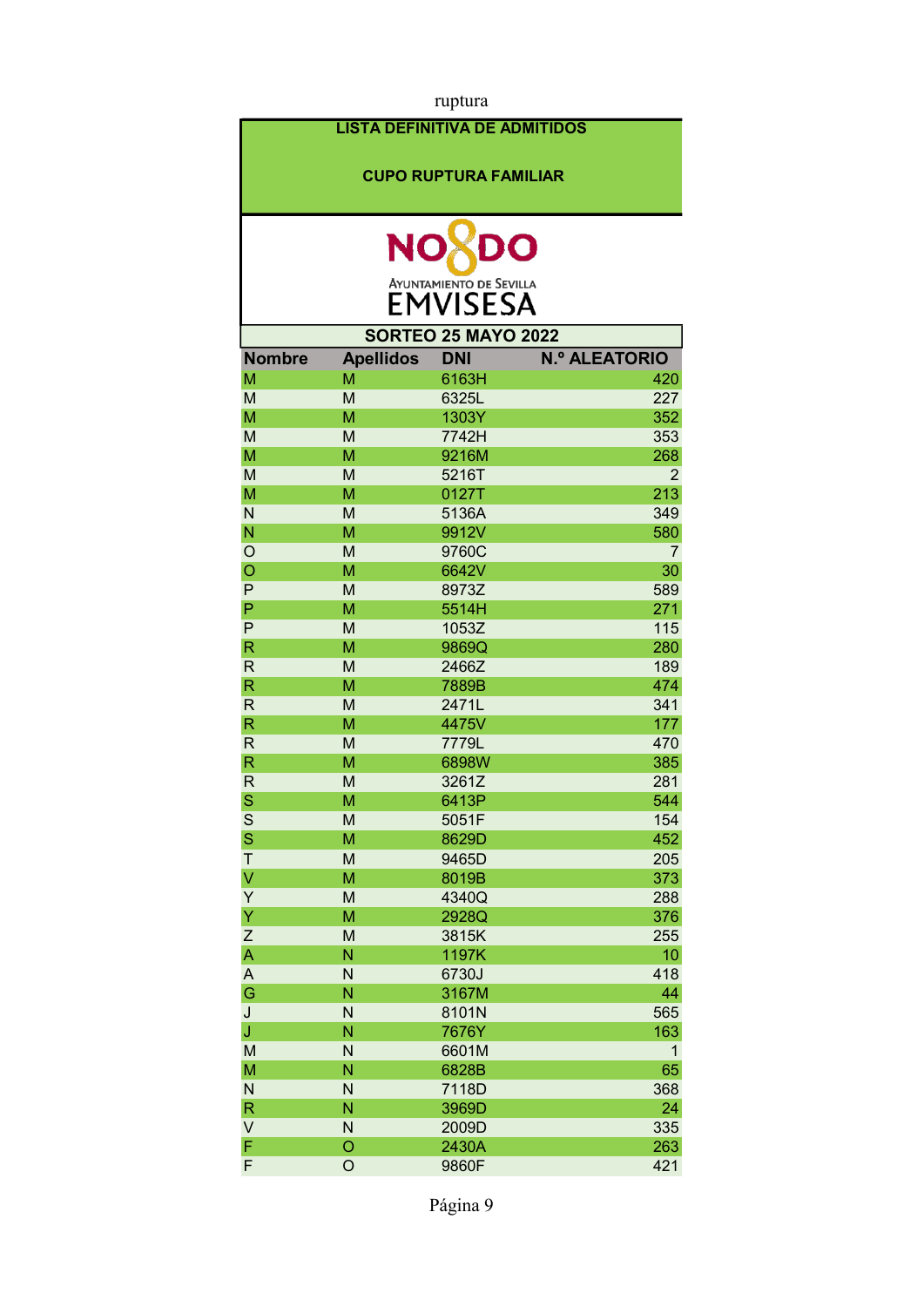ruptura

**LISTA DEFINITIVA DE ADMITIDOS**

**CUPO RUPTURA FAMILIAR**

NO8DO

AYUNTAMIENTO DE SEVILLA

EMVISESA

**SORTEO 25 MAYO 2022**

| Nombre | Apellidos | DNI | N.º ALEATORIO |
|---|---|---|---|
| M | M | 6163H | 420 |
| M | M | 6325L | 227 |
| M | M | 1303Y | 352 |
| M | M | 7742H | 353 |
| M | M | 9216M | 268 |
| M | M | 5216T | 2 |
| M | M | 0127T | 213 |
| N | M | 5136A | 349 |
| N | M | 9912V | 580 |
| O | M | 9760C | 7 |
| O | M | 6642V | 30 |
| P | M | 8973Z | 589 |
| P | M | 5514H | 271 |
| P | M | 1053Z | 115 |
| R | M | 9869Q | 280 |
| R | M | 2466Z | 189 |
| R | M | 7889B | 474 |
| R | M | 2471L | 341 |
| R | M | 4475V | 177 |
| R | M | 7779L | 470 |
| R | M | 6898W | 385 |
| R | M | 3261Z | 281 |
| S | M | 6413P | 544 |
| S | M | 5051F | 154 |
| S | M | 8629D | 452 |
| T | M | 9465D | 205 |
| V | M | 8019B | 373 |
| Y | M | 4340Q | 288 |
| Y | M | 2928Q | 376 |
| Z | M | 3815K | 255 |
| A | N | 1197K | 10 |
| A | N | 6730J | 418 |
| G | N | 3167M | 44 |
| J | N | 8101N | 565 |
| J | N | 7676Y | 163 |
| M | N | 6601M | 1 |
| M | N | 6828B | 65 |
| N | N | 7118D | 368 |
| R | N | 3969D | 24 |
| V | N | 2009D | 335 |
| F | O | 2430A | 263 |
| F | O | 9860F | 421 |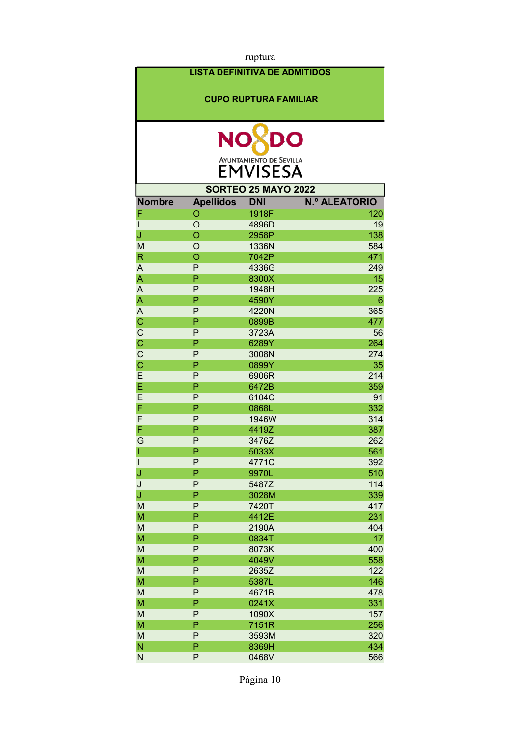ruptura

**LISTA DEFINITIVA DE ADMITIDOS**

**CUPO RUPTURA FAMILIAR**

NO8DO

AYUNTAMIENTO DE SEVILLA

EMVISESA

**SORTEO 25 MAYO 2022**

| Nombre | Apellidos | DNI | N.º ALEATORIO |
|---|---|---|---|
| F | O | 1918F | 120 |
| I | O | 4896D | 19 |
| J | O | 2958P | 138 |
| M | O | 1336N | 584 |
| R | O | 7042P | 471 |
| A | P | 4336G | 249 |
| A | P | 8300X | 15 |
| A | P | 1948H | 225 |
| A | P | 4590Y | 6 |
| A | P | 4220N | 365 |
| C | P | 0899B | 477 |
| C | P | 3723A | 56 |
| C | P | 6289Y | 264 |
| C | P | 3008N | 274 |
| C | P | 0899Y | 35 |
| E | P | 6906R | 214 |
| E | P | 6472B | 359 |
| E | P | 6104C | 91 |
| F | P | 0868L | 332 |
| F | P | 1946W | 314 |
| F | P | 4419Z | 387 |
| G | P | 3476Z | 262 |
| I | P | 5033X | 561 |
| I | P | 4771C | 392 |
| J | P | 9970L | 510 |
| J | P | 5487Z | 114 |
| J | P | 3028M | 339 |
| M | P | 7420T | 417 |
| M | P | 4412E | 231 |
| M | P | 2190A | 404 |
| M | P | 0834T | 17 |
| M | P | 8073K | 400 |
| M | P | 4049V | 558 |
| M | P | 2635Z | 122 |
| M | P | 5387L | 146 |
| M | P | 4671B | 478 |
| M | P | 0241X | 331 |
| M | P | 1090X | 157 |
| M | P | 7151R | 256 |
| M | P | 3593M | 320 |
| N | P | 8369H | 434 |
| N | P | 0468V | 566 |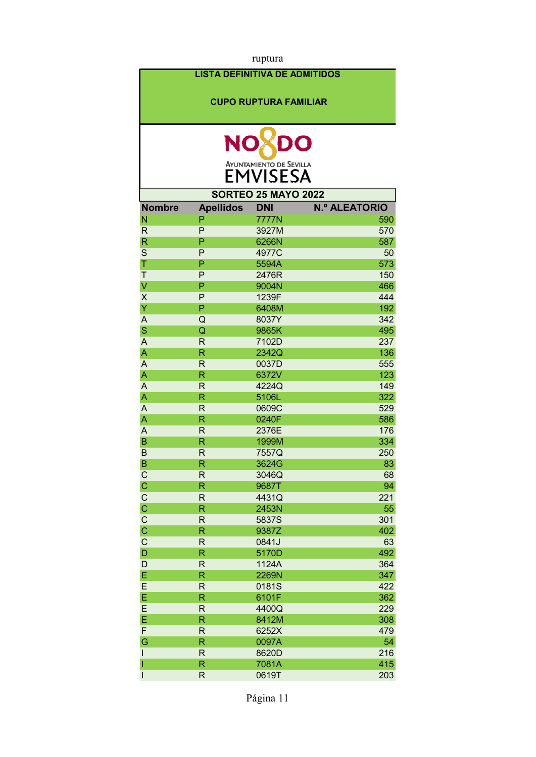ruptura

**LISTA DEFINITIVA DE ADMITIDOS**

**CUPO RUPTURA FAMILIAR**

NO8DO
AYUNTAMIENTO DE SEVILLA
EMVISESA

**SORTEO 25 MAYO 2022**

| Nombre | Apellidos | DNI | N.º ALEATORIO |
|---|---|---|---|
| N | P | 7777N | 590 |
| R | P | 3927M | 570 |
| R | P | 6266N | 587 |
| S | P | 4977C | 50 |
| T | P | 5594A | 573 |
| T | P | 2476R | 150 |
| V | P | 9004N | 466 |
| X | P | 1239F | 444 |
| Y | P | 6408M | 192 |
| A | Q | 8037Y | 342 |
| S | Q | 9865K | 495 |
| A | R | 7102D | 237 |
| A | R | 2342Q | 136 |
| A | R | 0037D | 555 |
| A | R | 6372V | 123 |
| A | R | 4224Q | 149 |
| A | R | 5106L | 322 |
| A | R | 0609C | 529 |
| A | R | 0240F | 586 |
| A | R | 2376E | 176 |
| B | R | 1999M | 334 |
| B | R | 7557Q | 250 |
| B | R | 3624G | 83 |
| C | R | 3046Q | 68 |
| C | R | 9687T | 94 |
| C | R | 4431Q | 221 |
| C | R | 2453N | 55 |
| C | R | 5837S | 301 |
| C | R | 9387Z | 402 |
| C | R | 0841J | 63 |
| D | R | 5170D | 492 |
| D | R | 1124A | 364 |
| E | R | 2269N | 347 |
| E | R | 0181S | 422 |
| E | R | 6101F | 362 |
| E | R | 4400Q | 229 |
| E | R | 8412M | 308 |
| F | R | 6252X | 479 |
| G | R | 0097A | 54 |
| I | R | 8620D | 216 |
| I | R | 7081A | 415 |
| I | R | 0619T | 203 |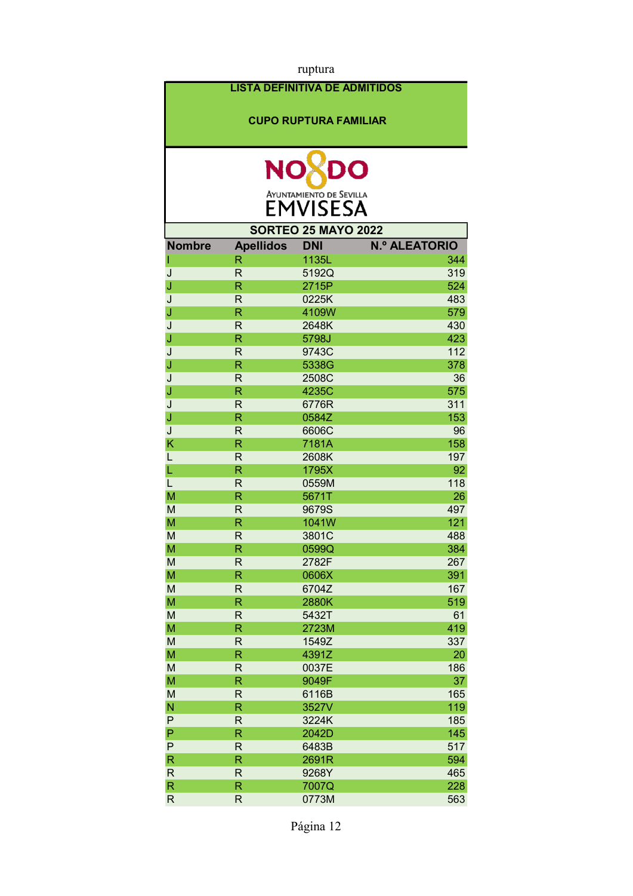ruptura

**LISTA DEFINITIVA DE ADMITIDOS**

**CUPO RUPTURA FAMILIAR**

NO8DO
AYUNTAMIENTO DE SEVILLA
EMVISESA

**SORTEO 25 MAYO 2022**

| Nombre | Apellidos | DNI | N.º ALEATORIO |
|---|---|---|---|
| I | R | 1135L | 344 |
| J | R | 5192Q | 319 |
| J | R | 2715P | 524 |
| J | R | 0225K | 483 |
| J | R | 4109W | 579 |
| J | R | 2648K | 430 |
| J | R | 5798J | 423 |
| J | R | 9743C | 112 |
| J | R | 5338G | 378 |
| J | R | 2508C | 36 |
| J | R | 4235C | 575 |
| J | R | 6776R | 311 |
| J | R | 0584Z | 153 |
| J | R | 6606C | 96 |
| K | R | 7181A | 158 |
| L | R | 2608K | 197 |
| L | R | 1795X | 92 |
| L | R | 0559M | 118 |
| M | R | 5671T | 26 |
| M | R | 9679S | 497 |
| M | R | 1041W | 121 |
| M | R | 3801C | 488 |
| M | R | 0599Q | 384 |
| M | R | 2782F | 267 |
| M | R | 0606X | 391 |
| M | R | 6704Z | 167 |
| M | R | 2880K | 519 |
| M | R | 5432T | 61 |
| M | R | 2723M | 419 |
| M | R | 1549Z | 337 |
| M | R | 4391Z | 20 |
| M | R | 0037E | 186 |
| M | R | 9049F | 37 |
| M | R | 6116B | 165 |
| N | R | 3527V | 119 |
| P | R | 3224K | 185 |
| P | R | 2042D | 145 |
| P | R | 6483B | 517 |
| R | R | 2691R | 594 |
| R | R | 9268Y | 465 |
| R | R | 7007Q | 228 |
| R | R | 0773M | 563 |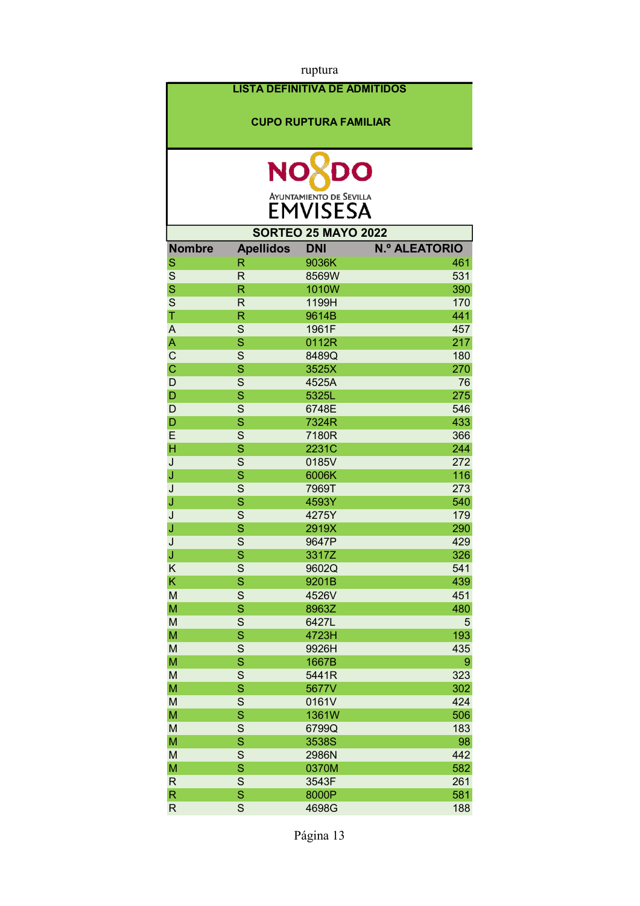ruptura

**LISTA DEFINITIVA DE ADMITIDOS**

**CUPO RUPTURA FAMILIAR**

NO8DO
AYUNTAMIENTO DE SEVILLA
EMVISESA

**SORTEO 25 MAYO 2022**

| Nombre | Apellidos | DNI | N.º ALEATORIO |
|---|---|---|---|
| S | R | 9036K | 461 |
| S | R | 8569W | 531 |
| S | R | 1010W | 390 |
| S | R | 1199H | 170 |
| T | R | 9614B | 441 |
| A | S | 1961F | 457 |
| A | S | 0112R | 217 |
| C | S | 8489Q | 180 |
| C | S | 3525X | 270 |
| D | S | 4525A | 76 |
| D | S | 5325L | 275 |
| D | S | 6748E | 546 |
| D | S | 7324R | 433 |
| E | S | 7180R | 366 |
| H | S | 2231C | 244 |
| J | S | 0185V | 272 |
| J | S | 6006K | 116 |
| J | S | 7969T | 273 |
| J | S | 4593Y | 540 |
| J | S | 4275Y | 179 |
| J | S | 2919X | 290 |
| J | S | 9647P | 429 |
| J | S | 3317Z | 326 |
| K | S | 9602Q | 541 |
| K | S | 9201B | 439 |
| M | S | 4526V | 451 |
| M | S | 8963Z | 480 |
| M | S | 6427L | 5 |
| M | S | 4723H | 193 |
| M | S | 9926H | 435 |
| M | S | 1667B | 9 |
| M | S | 5441R | 323 |
| M | S | 5677V | 302 |
| M | S | 0161V | 424 |
| M | S | 1361W | 506 |
| M | S | 6799Q | 183 |
| M | S | 3538S | 98 |
| M | S | 2986N | 442 |
| M | S | 0370M | 582 |
| R | S | 3543F | 261 |
| R | S | 8000P | 581 |
| R | S | 4698G | 188 |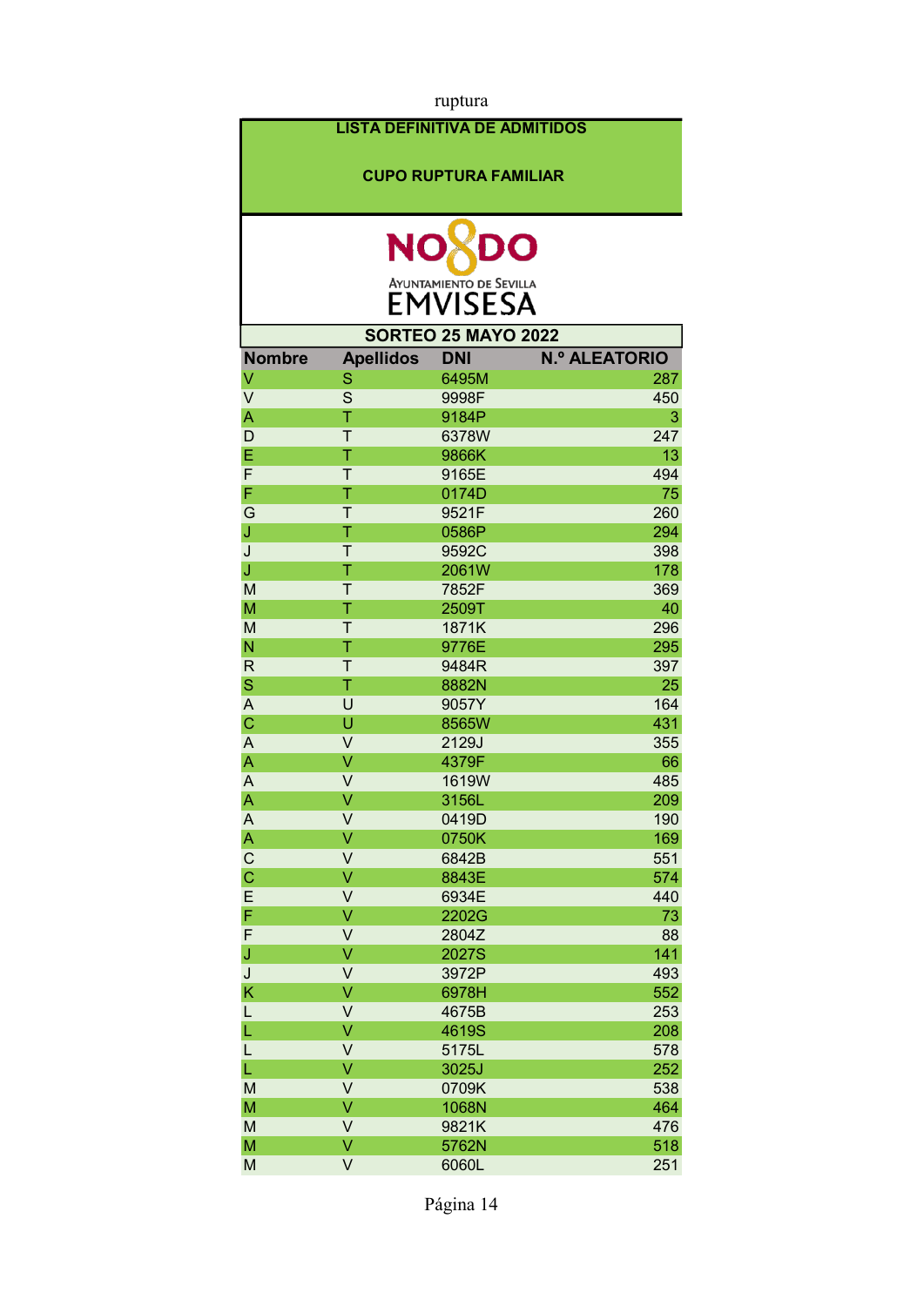ruptura

**LISTA DEFINITIVA DE ADMITIDOS**

**CUPO RUPTURA FAMILIAR**

NO8DO

AYUNTAMIENTO DE SEVILLA

EMVISESA

**SORTEO 25 MAYO 2022**

| Nombre | Apellidos | DNI | N.º ALEATORIO |
|---|---|---|---|
| V | S | 6495M | 287 |
| V | S | 9998F | 450 |
| A | T | 9184P | 3 |
| D | T | 6378W | 247 |
| E | T | 9866K | 13 |
| F | T | 9165E | 494 |
| F | T | 0174D | 75 |
| G | T | 9521F | 260 |
| J | T | 0586P | 294 |
| J | T | 9592C | 398 |
| J | T | 2061W | 178 |
| M | T | 7852F | 369 |
| M | T | 2509T | 40 |
| M | T | 1871K | 296 |
| N | T | 9776E | 295 |
| R | T | 9484R | 397 |
| S | T | 8882N | 25 |
| A | U | 9057Y | 164 |
| C | U | 8565W | 431 |
| A | V | 2129J | 355 |
| A | V | 4379F | 66 |
| A | V | 1619W | 485 |
| A | V | 3156L | 209 |
| A | V | 0419D | 190 |
| A | V | 0750K | 169 |
| C | V | 6842B | 551 |
| C | V | 8843E | 574 |
| E | V | 6934E | 440 |
| F | V | 2202G | 73 |
| F | V | 2804Z | 88 |
| J | V | 2027S | 141 |
| J | V | 3972P | 493 |
| K | V | 6978H | 552 |
| L | V | 4675B | 253 |
| L | V | 4619S | 208 |
| L | V | 5175L | 578 |
| L | V | 3025J | 252 |
| M | V | 0709K | 538 |
| M | V | 1068N | 464 |
| M | V | 9821K | 476 |
| M | V | 5762N | 518 |
| M | V | 6060L | 251 |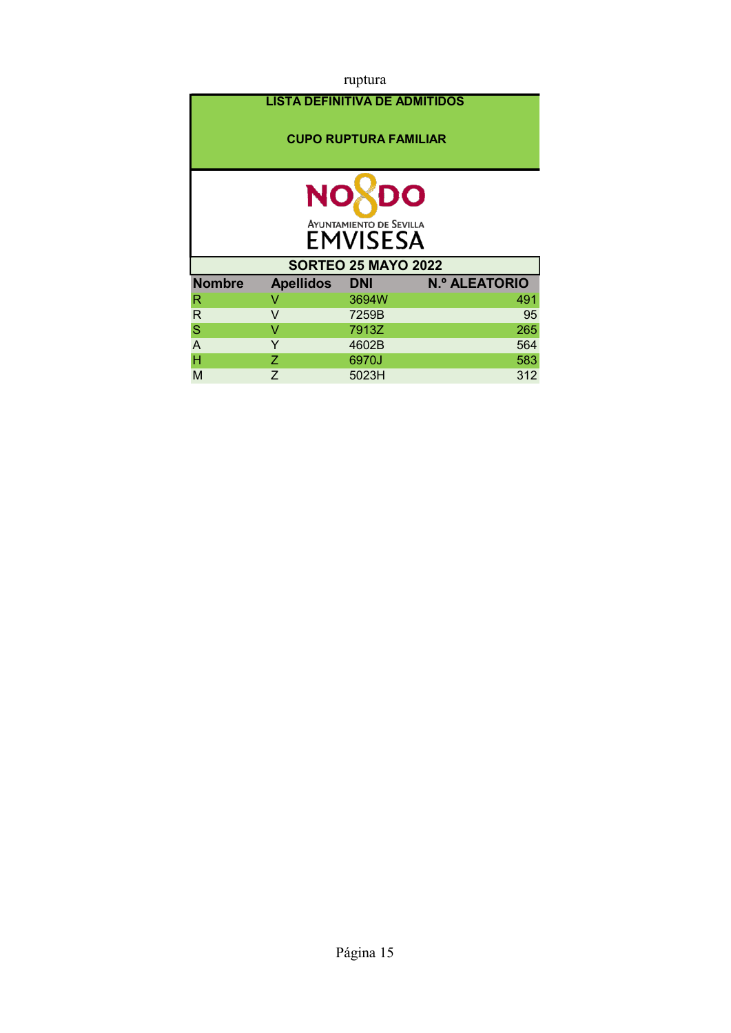ruptura

**LISTA DEFINITIVA DE ADMITIDOS**

**CUPO RUPTURA FAMILIAR**

NO8DO

AYUNTAMIENTO DE SEVILLA

EMVISESA

**SORTEO 25 MAYO 2022**

| Nombre | Apellidos | DNI | N.º ALEATORIO |
|---|---|---|---|
| R | V | 3694W | 491 |
| R | V | 7259B | 95 |
| S | V | 7913Z | 265 |
| A | Y | 4602B | 564 |
| H | Z | 6970J | 583 |
| M | Z | 5023H | 312 |